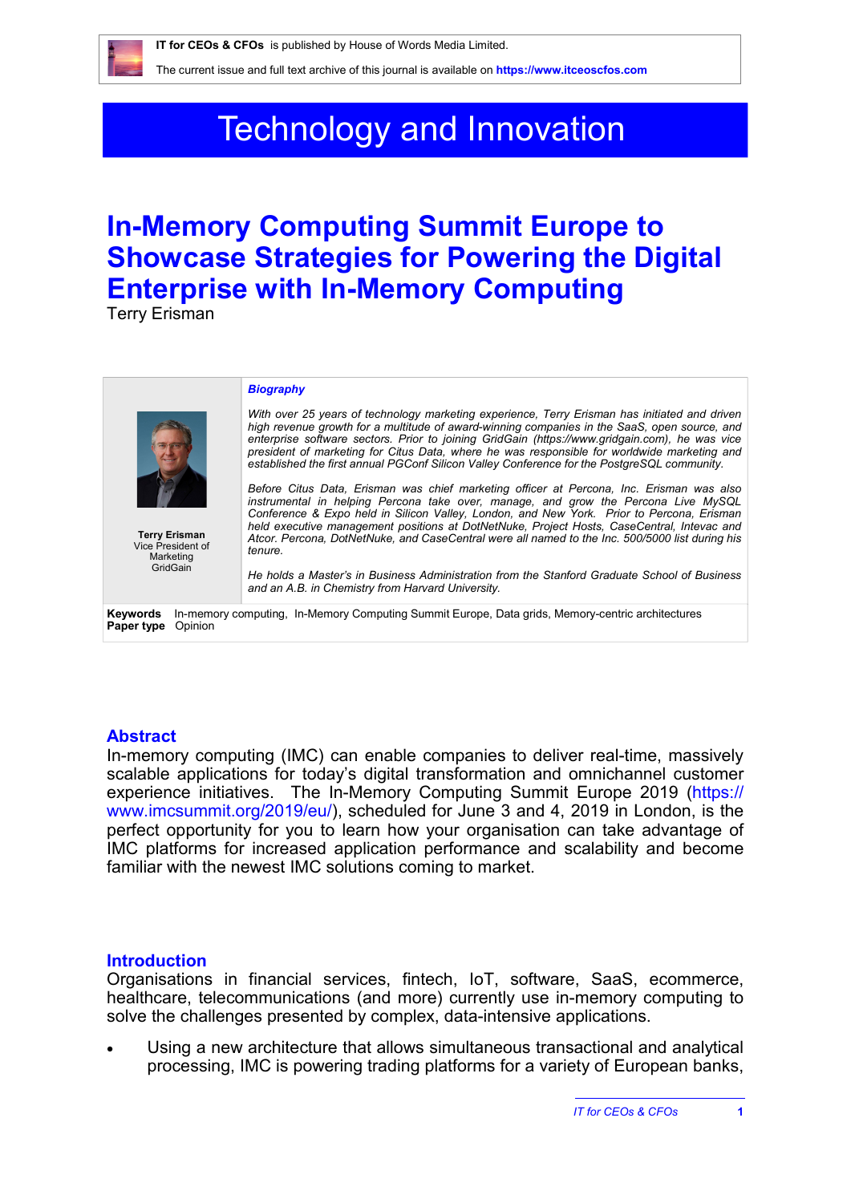IT for CEOs & CFOs is published by House of Words Media Limited.

The current issue and full text archive of this journal is available on **https://www.itceoscfos.com**

# Technology and Innovation

# In-Memory Computing Summit Europe to Showcase Strategies for Powering the Digital Enterprise with In-Memory Computing

Terry Erisman

**Terry Erisman**
Vice President of Marketing
GridGain

***Biography***

*With over 25 years of technology marketing experience, Terry Erisman has initiated and driven high revenue growth for a multitude of award-winning companies in the SaaS, open source, and enterprise software sectors. Prior to joining GridGain (https://www.gridgain.com), he was vice president of marketing for Citus Data, where he was responsible for worldwide marketing and established the first annual PGConf Silicon Valley Conference for the PostgreSQL community.*

*Before Citus Data, Erisman was chief marketing officer at Percona, Inc. Erisman was also instrumental in helping Percona take over, manage, and grow the Percona Live MySQL Conference & Expo held in Silicon Valley, London, and New York. Prior to Percona, Erisman held executive management positions at DotNetNuke, Project Hosts, CaseCentral, Intevac and Atcor. Percona, DotNetNuke, and CaseCentral were all named to the Inc. 500/5000 list during his tenure.*

*He holds a Master's in Business Administration from the Stanford Graduate School of Business and an A.B. in Chemistry from Harvard University.*

**Keywords** In-memory computing, In-Memory Computing Summit Europe, Data grids, Memory-centric architectures
**Paper type** Opinion

## Abstract

In-memory computing (IMC) can enable companies to deliver real-time, massively scalable applications for today's digital transformation and omnichannel customer experience initiatives. The In-Memory Computing Summit Europe 2019 (https://www.imcsummit.org/2019/eu/), scheduled for June 3 and 4, 2019 in London, is the perfect opportunity for you to learn how your organisation can take advantage of IMC platforms for increased application performance and scalability and become familiar with the newest IMC solutions coming to market.

## Introduction

Organisations in financial services, fintech, IoT, software, SaaS, ecommerce, healthcare, telecommunications (and more) currently use in-memory computing to solve the challenges presented by complex, data-intensive applications.

- Using a new architecture that allows simultaneous transactional and analytical processing, IMC is powering trading platforms for a variety of European banks,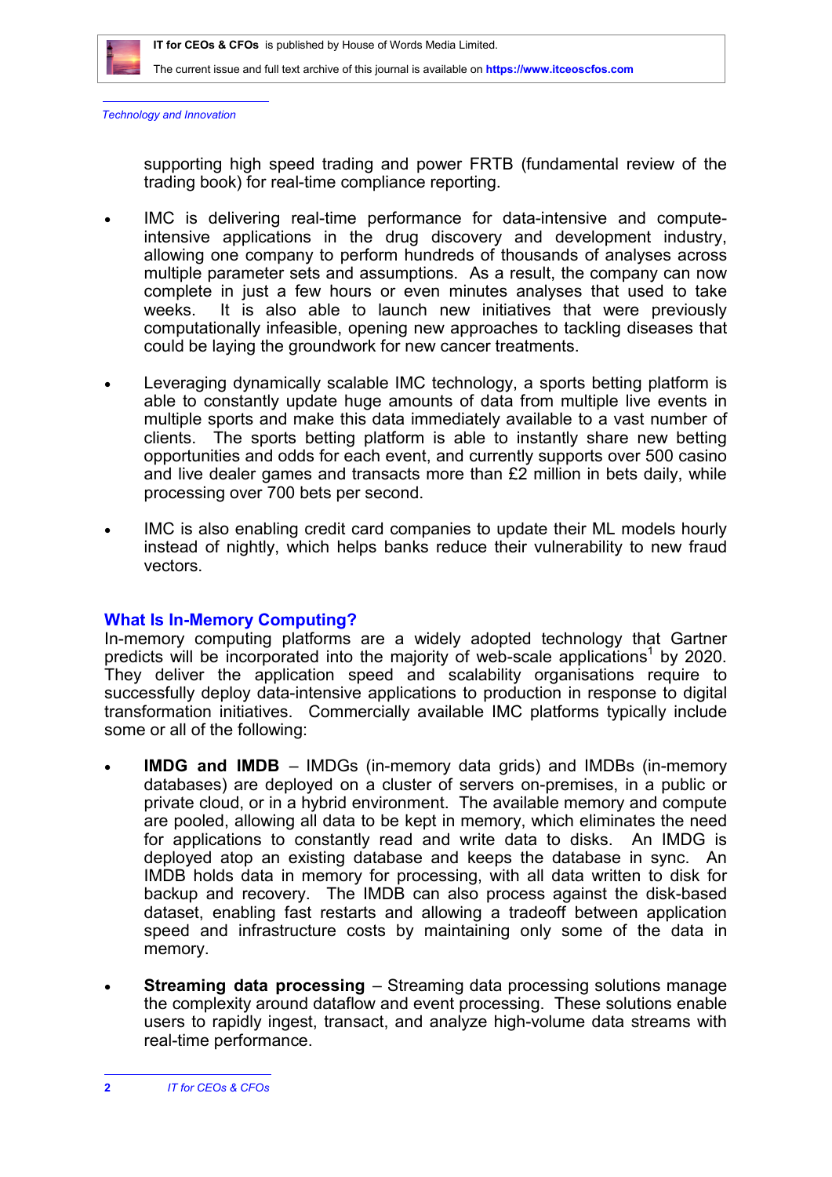supporting high speed trading and power FRTB (fundamental review of the trading book) for real-time compliance reporting.

- IMC is delivering real-time performance for data-intensive and compute-intensive applications in the drug discovery and development industry, allowing one company to perform hundreds of thousands of analyses across multiple parameter sets and assumptions. As a result, the company can now complete in just a few hours or even minutes analyses that used to take weeks. It is also able to launch new initiatives that were previously computationally infeasible, opening new approaches to tackling diseases that could be laying the groundwork for new cancer treatments.

- Leveraging dynamically scalable IMC technology, a sports betting platform is able to constantly update huge amounts of data from multiple live events in multiple sports and make this data immediately available to a vast number of clients. The sports betting platform is able to instantly share new betting opportunities and odds for each event, and currently supports over 500 casino and live dealer games and transacts more than £2 million in bets daily, while processing over 700 bets per second.

- IMC is also enabling credit card companies to update their ML models hourly instead of nightly, which helps banks reduce their vulnerability to new fraud vectors.

## What Is In-Memory Computing?

In-memory computing platforms are a widely adopted technology that Gartner predicts will be incorporated into the majority of web-scale applications[1] by 2020. They deliver the application speed and scalability organisations require to successfully deploy data-intensive applications to production in response to digital transformation initiatives. Commercially available IMC platforms typically include some or all of the following:

- **IMDG and IMDB** – IMDGs (in-memory data grids) and IMDBs (in-memory databases) are deployed on a cluster of servers on-premises, in a public or private cloud, or in a hybrid environment. The available memory and compute are pooled, allowing all data to be kept in memory, which eliminates the need for applications to constantly read and write data to disks. An IMDG is deployed atop an existing database and keeps the database in sync. An IMDB holds data in memory for processing, with all data written to disk for backup and recovery. The IMDB can also process against the disk-based dataset, enabling fast restarts and allowing a tradeoff between application speed and infrastructure costs by maintaining only some of the data in memory.

- **Streaming data processing** – Streaming data processing solutions manage the complexity around dataflow and event processing. These solutions enable users to rapidly ingest, transact, and analyze high-volume data streams with real-time performance.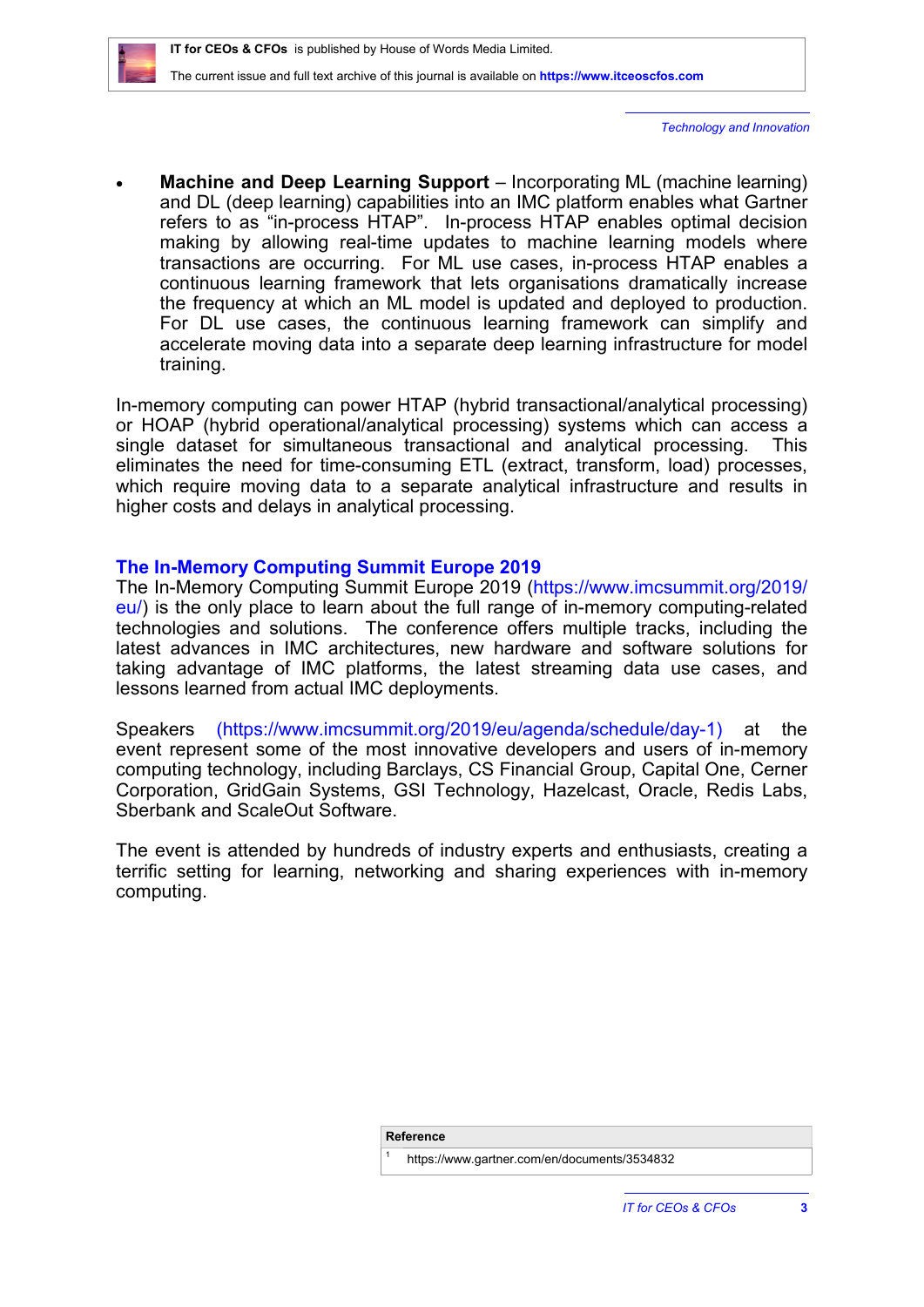- **Machine and Deep Learning Support** – Incorporating ML (machine learning) and DL (deep learning) capabilities into an IMC platform enables what Gartner refers to as "in-process HTAP". In-process HTAP enables optimal decision making by allowing real-time updates to machine learning models where transactions are occurring. For ML use cases, in-process HTAP enables a continuous learning framework that lets organisations dramatically increase the frequency at which an ML model is updated and deployed to production. For DL use cases, the continuous learning framework can simplify and accelerate moving data into a separate deep learning infrastructure for model training.

In-memory computing can power HTAP (hybrid transactional/analytical processing) or HOAP (hybrid operational/analytical processing) systems which can access a single dataset for simultaneous transactional and analytical processing. This eliminates the need for time-consuming ETL (extract, transform, load) processes, which require moving data to a separate analytical infrastructure and results in higher costs and delays in analytical processing.

## The In-Memory Computing Summit Europe 2019

The In-Memory Computing Summit Europe 2019 (https://www.imcsummit.org/2019/eu/) is the only place to learn about the full range of in-memory computing-related technologies and solutions. The conference offers multiple tracks, including the latest advances in IMC architectures, new hardware and software solutions for taking advantage of IMC platforms, the latest streaming data use cases, and lessons learned from actual IMC deployments.

Speakers (https://www.imcsummit.org/2019/eu/agenda/schedule/day-1) at the event represent some of the most innovative developers and users of in-memory computing technology, including Barclays, CS Financial Group, Capital One, Cerner Corporation, GridGain Systems, GSI Technology, Hazelcast, Oracle, Redis Labs, Sberbank and ScaleOut Software.

The event is attended by hundreds of industry experts and enthusiasts, creating a terrific setting for learning, networking and sharing experiences with in-memory computing.

**Reference**

[1] https://www.gartner.com/en/documents/3534832